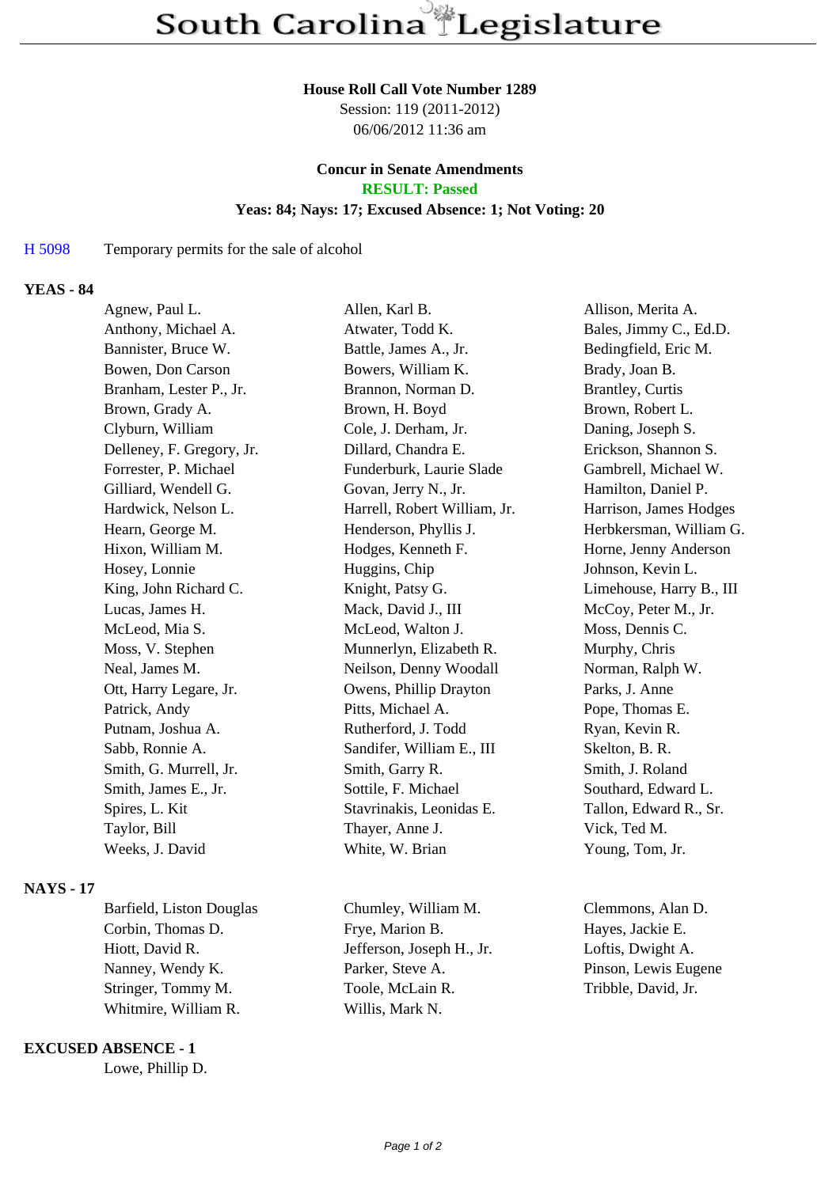# South Carolina Legislature

**House Roll Call Vote Number 1289**
Session: 119 (2011-2012)
06/06/2012 11:36 am

**Concur in Senate Amendments**
**RESULT: Passed**
**Yeas: 84; Nays: 17; Excused Absence: 1; Not Voting: 20**

H 5098 Temporary permits for the sale of alcohol

## YEAS - 84

| | | |
|---|---|---|
| Agnew, Paul L. | Allen, Karl B. | Allison, Merita A. |
| Anthony, Michael A. | Atwater, Todd K. | Bales, Jimmy C., Ed.D. |
| Bannister, Bruce W. | Battle, James A., Jr. | Bedingfield, Eric M. |
| Bowen, Don Carson | Bowers, William K. | Brady, Joan B. |
| Branham, Lester P., Jr. | Brannon, Norman D. | Brantley, Curtis |
| Brown, Grady A. | Brown, H. Boyd | Brown, Robert L. |
| Clyburn, William | Cole, J. Derham, Jr. | Daning, Joseph S. |
| Delleney, F. Gregory, Jr. | Dillard, Chandra E. | Erickson, Shannon S. |
| Forrester, P. Michael | Funderburk, Laurie Slade | Gambrell, Michael W. |
| Gilliard, Wendell G. | Govan, Jerry N., Jr. | Hamilton, Daniel P. |
| Hardwick, Nelson L. | Harrell, Robert William, Jr. | Harrison, James Hodges |
| Hearn, George M. | Henderson, Phyllis J. | Herbkersman, William G. |
| Hixon, William M. | Hodges, Kenneth F. | Horne, Jenny Anderson |
| Hosey, Lonnie | Huggins, Chip | Johnson, Kevin L. |
| King, John Richard C. | Knight, Patsy G. | Limehouse, Harry B., III |
| Lucas, James H. | Mack, David J., III | McCoy, Peter M., Jr. |
| McLeod, Mia S. | McLeod, Walton J. | Moss, Dennis C. |
| Moss, V. Stephen | Munnerlyn, Elizabeth R. | Murphy, Chris |
| Neal, James M. | Neilson, Denny Woodall | Norman, Ralph W. |
| Ott, Harry Legare, Jr. | Owens, Phillip Drayton | Parks, J. Anne |
| Patrick, Andy | Pitts, Michael A. | Pope, Thomas E. |
| Putnam, Joshua A. | Rutherford, J. Todd | Ryan, Kevin R. |
| Sabb, Ronnie A. | Sandifer, William E., III | Skelton, B. R. |
| Smith, G. Murrell, Jr. | Smith, Garry R. | Smith, J. Roland |
| Smith, James E., Jr. | Sottile, F. Michael | Southard, Edward L. |
| Spires, L. Kit | Stavrinakis, Leonidas E. | Tallon, Edward R., Sr. |
| Taylor, Bill | Thayer, Anne J. | Vick, Ted M. |
| Weeks, J. David | White, W. Brian | Young, Tom, Jr. |

## NAYS - 17

| | | |
|---|---|---|
| Barfield, Liston Douglas | Chumley, William M. | Clemmons, Alan D. |
| Corbin, Thomas D. | Frye, Marion B. | Hayes, Jackie E. |
| Hiott, David R. | Jefferson, Joseph H., Jr. | Loftis, Dwight A. |
| Nanney, Wendy K. | Parker, Steve A. | Pinson, Lewis Eugene |
| Stringer, Tommy M. | Toole, McLain R. | Tribble, David, Jr. |
| Whitmire, William R. | Willis, Mark N. | |

## EXCUSED ABSENCE - 1

Lowe, Phillip D.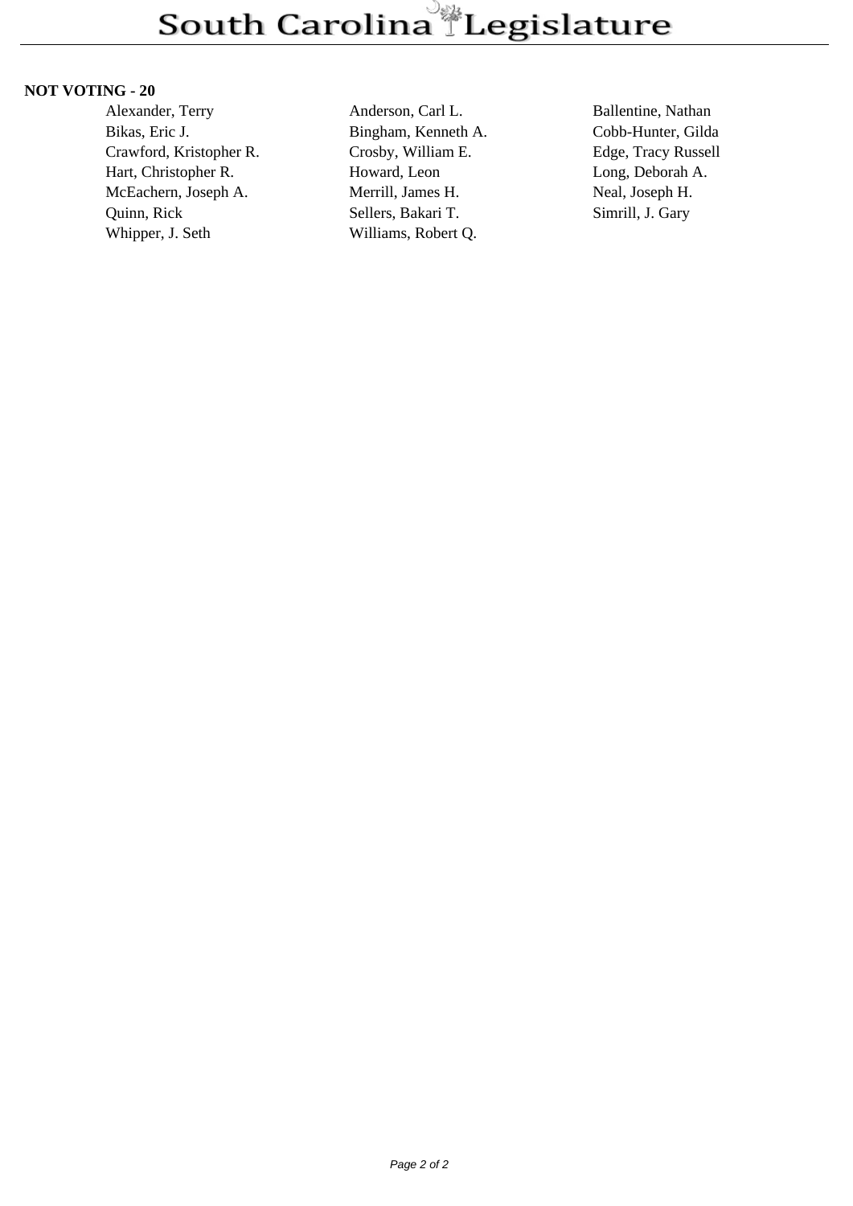**NOT VOTING - 20**

| | | |
|---|---|---|
| Alexander, Terry | Anderson, Carl L. | Ballentine, Nathan |
| Bikas, Eric J. | Bingham, Kenneth A. | Cobb-Hunter, Gilda |
| Crawford, Kristopher R. | Crosby, William E. | Edge, Tracy Russell |
| Hart, Christopher R. | Howard, Leon | Long, Deborah A. |
| McEachern, Joseph A. | Merrill, James H. | Neal, Joseph H. |
| Quinn, Rick | Sellers, Bakari T. | Simrill, J. Gary |
| Whipper, J. Seth | Williams, Robert Q. | |